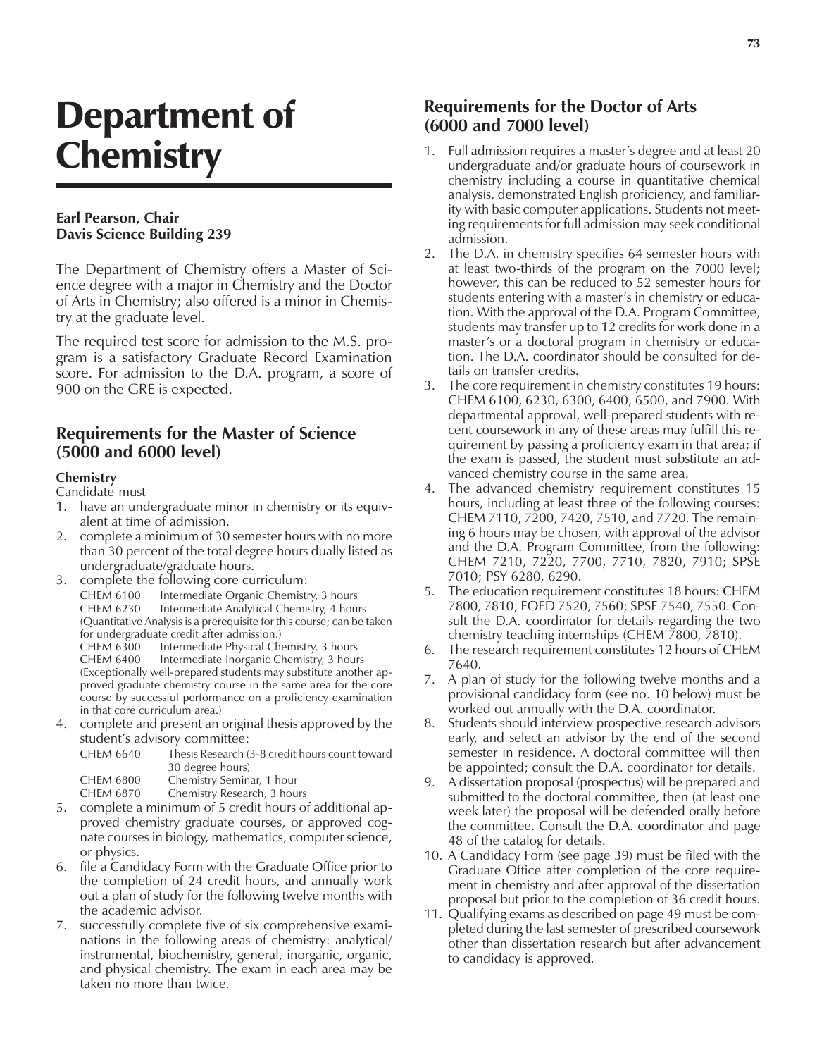# Department of Chemistry

**Earl Pearson, Chair**
**Davis Science Building 239**

The Department of Chemistry offers a Master of Science degree with a major in Chemistry and the Doctor of Arts in Chemistry; also offered is a minor in Chemistry at the graduate level.

The required test score for admission to the M.S. program is a satisfactory Graduate Record Examination score. For admission to the D.A. program, a score of 900 on the GRE is expected.

## Requirements for the Master of Science (5000 and 6000 level)

### Chemistry

Candidate must

1. have an undergraduate minor in chemistry or its equivalent at time of admission.
2. complete a minimum of 30 semester hours with no more than 30 percent of the total degree hours dually listed as undergraduate/graduate hours.
3. complete the following core curriculum:
   - CHEM 6100 Intermediate Organic Chemistry, 3 hours
   - CHEM 6230 Intermediate Analytical Chemistry, 4 hours (Quantitative Analysis is a prerequisite for this course; can be taken for undergraduate credit after admission.)
   - CHEM 6300 Intermediate Physical Chemistry, 3 hours
   - CHEM 6400 Intermediate Inorganic Chemistry, 3 hours

   (Exceptionally well-prepared students may substitute another approved graduate chemistry course in the same area for the core course by successful performance on a proficiency examination in that core curriculum area.)
4. complete and present an original thesis approved by the student's advisory committee:
   - CHEM 6640 Thesis Research (3-8 credit hours count toward 30 degree hours)
   - CHEM 6800 Chemistry Seminar, 1 hour
   - CHEM 6870 Chemistry Research, 3 hours
5. complete a minimum of 5 credit hours of additional approved chemistry graduate courses, or approved cognate courses in biology, mathematics, computer science, or physics.
6. file a Candidacy Form with the Graduate Office prior to the completion of 24 credit hours, and annually work out a plan of study for the following twelve months with the academic advisor.
7. successfully complete five of six comprehensive examinations in the following areas of chemistry: analytical/instrumental, biochemistry, general, inorganic, organic, and physical chemistry. The exam in each area may be taken no more than twice.

## Requirements for the Doctor of Arts (6000 and 7000 level)

1. Full admission requires a master's degree and at least 20 undergraduate and/or graduate hours of coursework in chemistry including a course in quantitative chemical analysis, demonstrated English proficiency, and familiarity with basic computer applications. Students not meeting requirements for full admission may seek conditional admission.
2. The D.A. in chemistry specifies 64 semester hours with at least two-thirds of the program on the 7000 level; however, this can be reduced to 52 semester hours for students entering with a master's in chemistry or education. With the approval of the D.A. Program Committee, students may transfer up to 12 credits for work done in a master's or a doctoral program in chemistry or education. The D.A. coordinator should be consulted for details on transfer credits.
3. The core requirement in chemistry constitutes 19 hours: CHEM 6100, 6230, 6300, 6400, 6500, and 7900. With departmental approval, well-prepared students with recent coursework in any of these areas may fulfill this requirement by passing a proficiency exam in that area; if the exam is passed, the student must substitute an advanced chemistry course in the same area.
4. The advanced chemistry requirement constitutes 15 hours, including at least three of the following courses: CHEM 7110, 7200, 7420, 7510, and 7720. The remaining 6 hours may be chosen, with approval of the advisor and the D.A. Program Committee, from the following: CHEM 7210, 7220, 7700, 7710, 7820, 7910; SPSE 7010; PSY 6280, 6290.
5. The education requirement constitutes 18 hours: CHEM 7800, 7810; FOED 7520, 7560; SPSE 7540, 7550. Consult the D.A. coordinator for details regarding the two chemistry teaching internships (CHEM 7800, 7810).
6. The research requirement constitutes 12 hours of CHEM 7640.
7. A plan of study for the following twelve months and a provisional candidacy form (see no. 10 below) must be worked out annually with the D.A. coordinator.
8. Students should interview prospective research advisors early, and select an advisor by the end of the second semester in residence. A doctoral committee will then be appointed; consult the D.A. coordinator for details.
9. A dissertation proposal (prospectus) will be prepared and submitted to the doctoral committee, then (at least one week later) the proposal will be defended orally before the committee. Consult the D.A. coordinator and page 48 of the catalog for details.
10. A Candidacy Form (see page 39) must be filed with the Graduate Office after completion of the core requirement in chemistry and after approval of the dissertation proposal but prior to the completion of 36 credit hours.
11. Qualifying exams as described on page 49 must be completed during the last semester of prescribed coursework other than dissertation research but after advancement to candidacy is approved.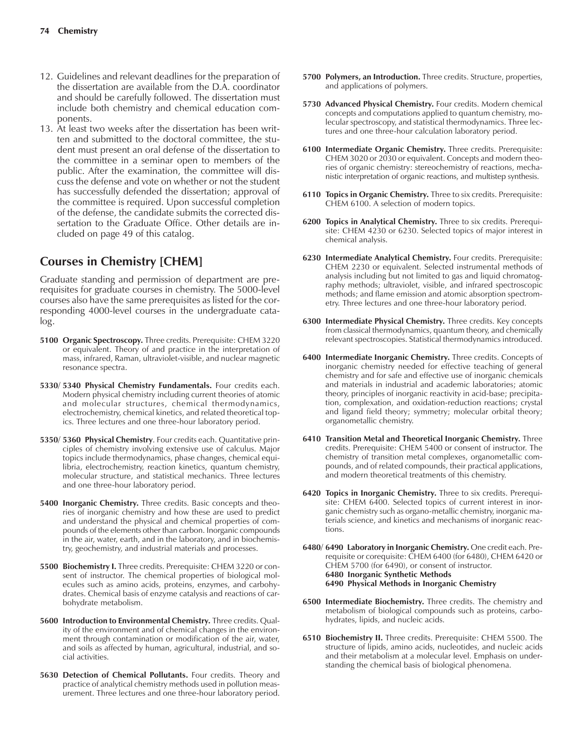12. Guidelines and relevant deadlines for the preparation of the dissertation are available from the D.A. coordinator and should be carefully followed. The dissertation must include both chemistry and chemical education components.
13. At least two weeks after the dissertation has been written and submitted to the doctoral committee, the student must present an oral defense of the dissertation to the committee in a seminar open to members of the public. After the examination, the committee will discuss the defense and vote on whether or not the student has successfully defended the dissertation; approval of the committee is required. Upon successful completion of the defense, the candidate submits the corrected dissertation to the Graduate Office. Other details are included on page 49 of this catalog.

## Courses in Chemistry [CHEM]

Graduate standing and permission of department are prerequisites for graduate courses in chemistry. The 5000-level courses also have the same prerequisites as listed for the corresponding 4000-level courses in the undergraduate catalog.

**5100 Organic Spectroscopy.** Three credits. Prerequisite: CHEM 3220 or equivalent. Theory of and practice in the interpretation of mass, infrared, Raman, ultraviolet-visible, and nuclear magnetic resonance spectra.

**5330/ 5340 Physical Chemistry Fundamentals.** Four credits each. Modern physical chemistry including current theories of atomic and molecular structures, chemical thermodynamics, electrochemistry, chemical kinetics, and related theoretical topics. Three lectures and one three-hour laboratory period.

**5350/ 5360 Physical Chemistry**. Four credits each. Quantitative principles of chemistry involving extensive use of calculus. Major topics include thermodynamics, phase changes, chemical equilibria, electrochemistry, reaction kinetics, quantum chemistry, molecular structure, and statistical mechanics. Three lectures and one three-hour laboratory period.

**5400 Inorganic Chemistry.** Three credits. Basic concepts and theories of inorganic chemistry and how these are used to predict and understand the physical and chemical properties of compounds of the elements other than carbon. Inorganic compounds in the air, water, earth, and in the laboratory, and in biochemistry, geochemistry, and industrial materials and processes.

**5500 Biochemistry I.** Three credits. Prerequisite: CHEM 3220 or consent of instructor. The chemical properties of biological molecules such as amino acids, proteins, enzymes, and carbohydrates. Chemical basis of enzyme catalysis and reactions of carbohydrate metabolism.

**5600 Introduction to Environmental Chemistry.** Three credits. Quality of the environment and of chemical changes in the environment through contamination or modification of the air, water, and soils as affected by human, agricultural, industrial, and social activities.

**5630 Detection of Chemical Pollutants.** Four credits. Theory and practice of analytical chemistry methods used in pollution measurement. Three lectures and one three-hour laboratory period.

**5700 Polymers, an Introduction.** Three credits. Structure, properties, and applications of polymers.

**5730 Advanced Physical Chemistry.** Four credits. Modern chemical concepts and computations applied to quantum chemistry, molecular spectroscopy, and statistical thermodynamics. Three lectures and one three-hour calculation laboratory period.

**6100 Intermediate Organic Chemistry.** Three credits. Prerequisite: CHEM 3020 or 2030 or equivalent. Concepts and modern theories of organic chemistry: stereochemistry of reactions, mechanistic interpretation of organic reactions, and multistep synthesis.

**6110 Topics in Organic Chemistry.** Three to six credits. Prerequisite: CHEM 6100. A selection of modern topics.

**6200 Topics in Analytical Chemistry.** Three to six credits. Prerequisite: CHEM 4230 or 6230. Selected topics of major interest in chemical analysis.

**6230 Intermediate Analytical Chemistry.** Four credits. Prerequisite: CHEM 2230 or equivalent. Selected instrumental methods of analysis including but not limited to gas and liquid chromatography methods; ultraviolet, visible, and infrared spectroscopic methods; and flame emission and atomic absorption spectrometry. Three lectures and one three-hour laboratory period.

**6300 Intermediate Physical Chemistry.** Three credits. Key concepts from classical thermodynamics, quantum theory, and chemically relevant spectroscopies. Statistical thermodynamics introduced.

**6400 Intermediate Inorganic Chemistry.** Three credits. Concepts of inorganic chemistry needed for effective teaching of general chemistry and for safe and effective use of inorganic chemicals and materials in industrial and academic laboratories; atomic theory, principles of inorganic reactivity in acid-base; precipitation, complexation, and oxidation-reduction reactions; crystal and ligand field theory; symmetry; molecular orbital theory; organometallic chemistry.

**6410 Transition Metal and Theoretical Inorganic Chemistry.** Three credits. Prerequisite: CHEM 5400 or consent of instructor. The chemistry of transition metal complexes, organometallic compounds, and of related compounds, their practical applications, and modern theoretical treatments of this chemistry.

**6420 Topics in Inorganic Chemistry.** Three to six credits. Prerequisite: CHEM 6400. Selected topics of current interest in inorganic chemistry such as organo-metallic chemistry, inorganic materials science, and kinetics and mechanisms of inorganic reactions.

**6480/ 6490 Laboratory in Inorganic Chemistry.** One credit each. Prerequisite or corequisite: CHEM 6400 (for 6480), CHEM 6420 or CHEM 5700 (for 6490), or consent of instructor.
**6480 Inorganic Synthetic Methods**
**6490 Physical Methods in Inorganic Chemistry**

**6500 Intermediate Biochemistry.** Three credits. The chemistry and metabolism of biological compounds such as proteins, carbohydrates, lipids, and nucleic acids.

**6510 Biochemistry II.** Three credits. Prerequisite: CHEM 5500. The structure of lipids, amino acids, nucleotides, and nucleic acids and their metabolism at a molecular level. Emphasis on understanding the chemical basis of biological phenomena.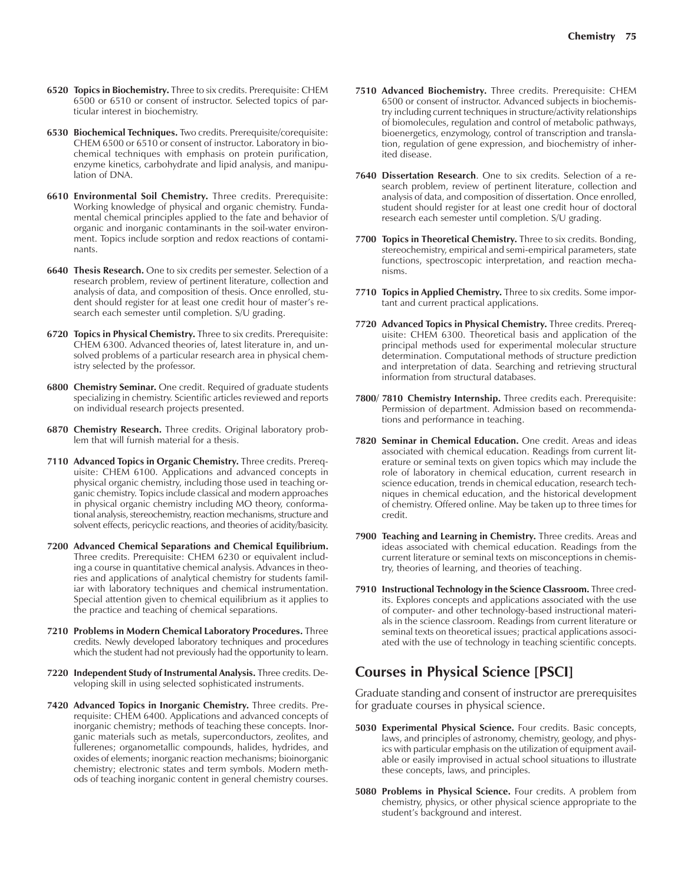**6520 Topics in Biochemistry.** Three to six credits. Prerequisite: CHEM 6500 or 6510 or consent of instructor. Selected topics of particular interest in biochemistry.

**6530 Biochemical Techniques.** Two credits. Prerequisite/corequisite: CHEM 6500 or 6510 or consent of instructor. Laboratory in biochemical techniques with emphasis on protein purification, enzyme kinetics, carbohydrate and lipid analysis, and manipulation of DNA.

**6610 Environmental Soil Chemistry.** Three credits. Prerequisite: Working knowledge of physical and organic chemistry. Fundamental chemical principles applied to the fate and behavior of organic and inorganic contaminants in the soil-water environment. Topics include sorption and redox reactions of contaminants.

**6640 Thesis Research.** One to six credits per semester. Selection of a research problem, review of pertinent literature, collection and analysis of data, and composition of thesis. Once enrolled, student should register for at least one credit hour of master's research each semester until completion. S/U grading.

**6720 Topics in Physical Chemistry.** Three to six credits. Prerequisite: CHEM 6300. Advanced theories of, latest literature in, and unsolved problems of a particular research area in physical chemistry selected by the professor.

**6800 Chemistry Seminar.** One credit. Required of graduate students specializing in chemistry. Scientific articles reviewed and reports on individual research projects presented.

**6870 Chemistry Research.** Three credits. Original laboratory problem that will furnish material for a thesis.

**7110 Advanced Topics in Organic Chemistry.** Three credits. Prerequisite: CHEM 6100. Applications and advanced concepts in physical organic chemistry, including those used in teaching organic chemistry. Topics include classical and modern approaches in physical organic chemistry including MO theory, conformational analysis, stereochemistry, reaction mechanisms, structure and solvent effects, pericyclic reactions, and theories of acidity/basicity.

**7200 Advanced Chemical Separations and Chemical Equilibrium.** Three credits. Prerequisite: CHEM 6230 or equivalent including a course in quantitative chemical analysis. Advances in theories and applications of analytical chemistry for students familiar with laboratory techniques and chemical instrumentation. Special attention given to chemical equilibrium as it applies to the practice and teaching of chemical separations.

**7210 Problems in Modern Chemical Laboratory Procedures.** Three credits. Newly developed laboratory techniques and procedures which the student had not previously had the opportunity to learn.

**7220 Independent Study of Instrumental Analysis.** Three credits. Developing skill in using selected sophisticated instruments.

**7420 Advanced Topics in Inorganic Chemistry.** Three credits. Prerequisite: CHEM 6400. Applications and advanced concepts of inorganic chemistry; methods of teaching these concepts. Inorganic materials such as metals, superconductors, zeolites, and fullerenes; organometallic compounds, halides, hydrides, and oxides of elements; inorganic reaction mechanisms; bioinorganic chemistry; electronic states and term symbols. Modern methods of teaching inorganic content in general chemistry courses.

**7510 Advanced Biochemistry.** Three credits. Prerequisite: CHEM 6500 or consent of instructor. Advanced subjects in biochemistry including current techniques in structure/activity relationships of biomolecules, regulation and control of metabolic pathways, bioenergetics, enzymology, control of transcription and translation, regulation of gene expression, and biochemistry of inherited disease.

**7640 Dissertation Research**. One to six credits. Selection of a research problem, review of pertinent literature, collection and analysis of data, and composition of dissertation. Once enrolled, student should register for at least one credit hour of doctoral research each semester until completion. S/U grading.

**7700 Topics in Theoretical Chemistry.** Three to six credits. Bonding, stereochemistry, empirical and semi-empirical parameters, state functions, spectroscopic interpretation, and reaction mechanisms.

**7710 Topics in Applied Chemistry.** Three to six credits. Some important and current practical applications.

**7720 Advanced Topics in Physical Chemistry.** Three credits. Prerequisite: CHEM 6300. Theoretical basis and application of the principal methods used for experimental molecular structure determination. Computational methods of structure prediction and interpretation of data. Searching and retrieving structural information from structural databases.

**7800/ 7810 Chemistry Internship.** Three credits each. Prerequisite: Permission of department. Admission based on recommendations and performance in teaching.

**7820 Seminar in Chemical Education.** One credit. Areas and ideas associated with chemical education. Readings from current literature or seminal texts on given topics which may include the role of laboratory in chemical education, current research in science education, trends in chemical education, research techniques in chemical education, and the historical development of chemistry. Offered online. May be taken up to three times for credit.

**7900 Teaching and Learning in Chemistry.** Three credits. Areas and ideas associated with chemical education. Readings from the current literature or seminal texts on misconceptions in chemistry, theories of learning, and theories of teaching.

**7910 Instructional Technology in the Science Classroom.** Three credits. Explores concepts and applications associated with the use of computer- and other technology-based instructional materials in the science classroom. Readings from current literature or seminal texts on theoretical issues; practical applications associated with the use of technology in teaching scientific concepts.

## Courses in Physical Science [PSCI]

Graduate standing and consent of instructor are prerequisites for graduate courses in physical science.

**5030 Experimental Physical Science.** Four credits. Basic concepts, laws, and principles of astronomy, chemistry, geology, and physics with particular emphasis on the utilization of equipment available or easily improvised in actual school situations to illustrate these concepts, laws, and principles.

**5080 Problems in Physical Science.** Four credits. A problem from chemistry, physics, or other physical science appropriate to the student's background and interest.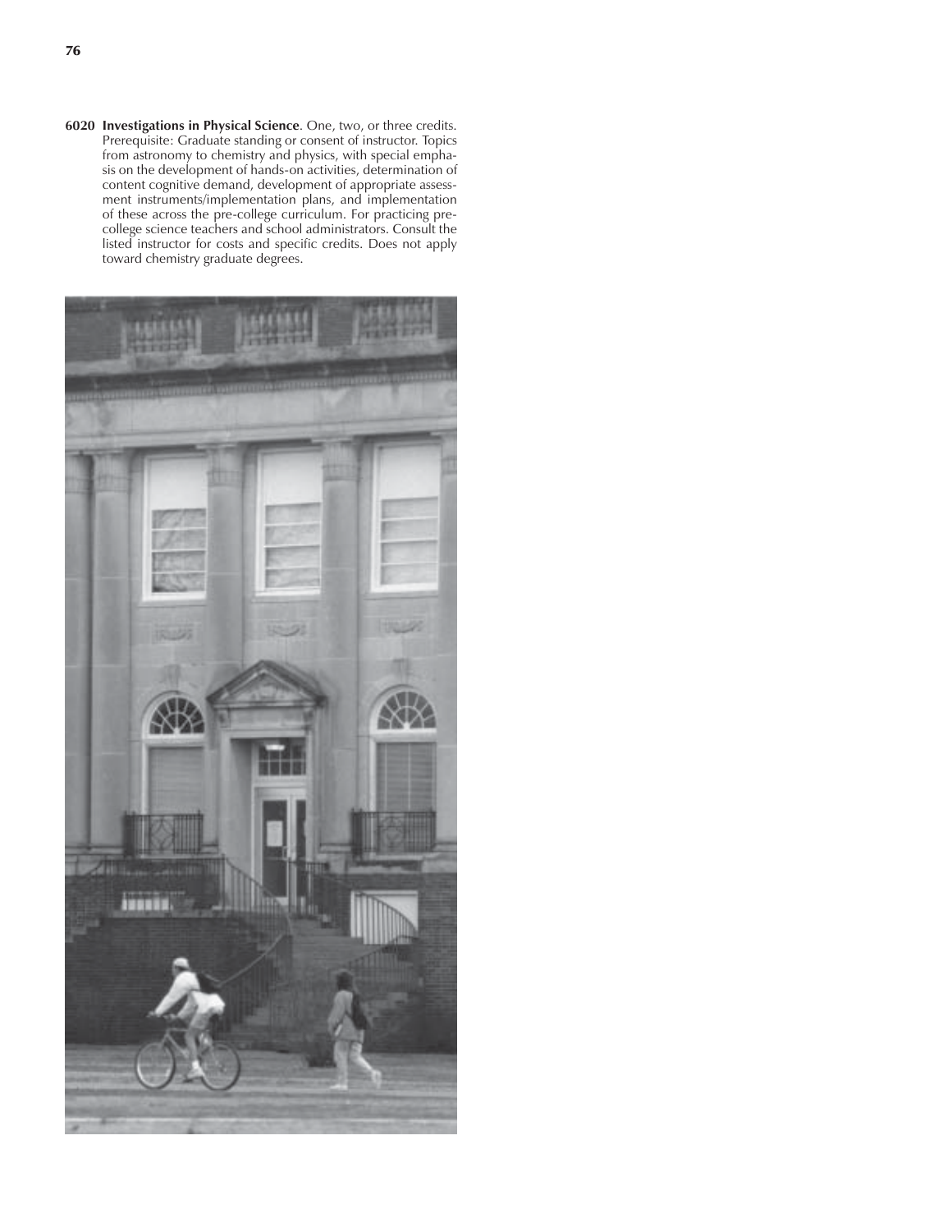**6020 Investigations in Physical Science**. One, two, or three credits. Prerequisite: Graduate standing or consent of instructor. Topics from astronomy to chemistry and physics, with special emphasis on the development of hands-on activities, determination of content cognitive demand, development of appropriate assessment instruments/implementation plans, and implementation of these across the pre-college curriculum. For practicing pre-college science teachers and school administrators. Consult the listed instructor for costs and specific credits. Does not apply toward chemistry graduate degrees.